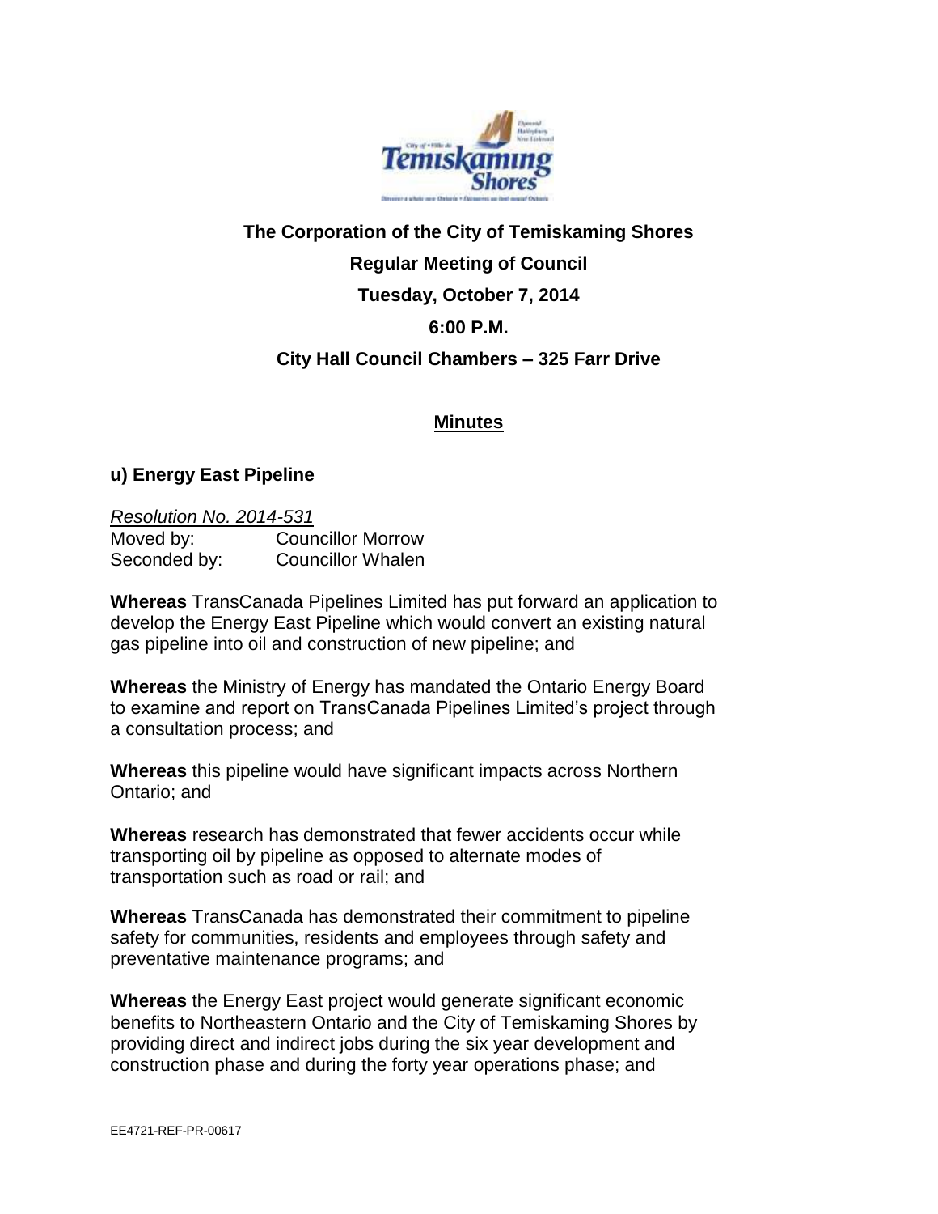**The Corporation of the City of Temiskaming Shores**

**Regular Meeting of Council**

**Tuesday, October 7, 2014**

**6:00 P.M.**

**City Hall Council Chambers – 325 Farr Drive**

## Minutes

### u) Energy East Pipeline

*Resolution No. 2014-531*

Moved by: Councillor Morrow
Seconded by: Councillor Whalen

**Whereas** TransCanada Pipelines Limited has put forward an application to develop the Energy East Pipeline which would convert an existing natural gas pipeline into oil and construction of new pipeline; and

**Whereas** the Ministry of Energy has mandated the Ontario Energy Board to examine and report on TransCanada Pipelines Limited's project through a consultation process; and

**Whereas** this pipeline would have significant impacts across Northern Ontario; and

**Whereas** research has demonstrated that fewer accidents occur while transporting oil by pipeline as opposed to alternate modes of transportation such as road or rail; and

**Whereas** TransCanada has demonstrated their commitment to pipeline safety for communities, residents and employees through safety and preventative maintenance programs; and

**Whereas** the Energy East project would generate significant economic benefits to Northeastern Ontario and the City of Temiskaming Shores by providing direct and indirect jobs during the six year development and construction phase and during the forty year operations phase; and

EE4721-REF-PR-00617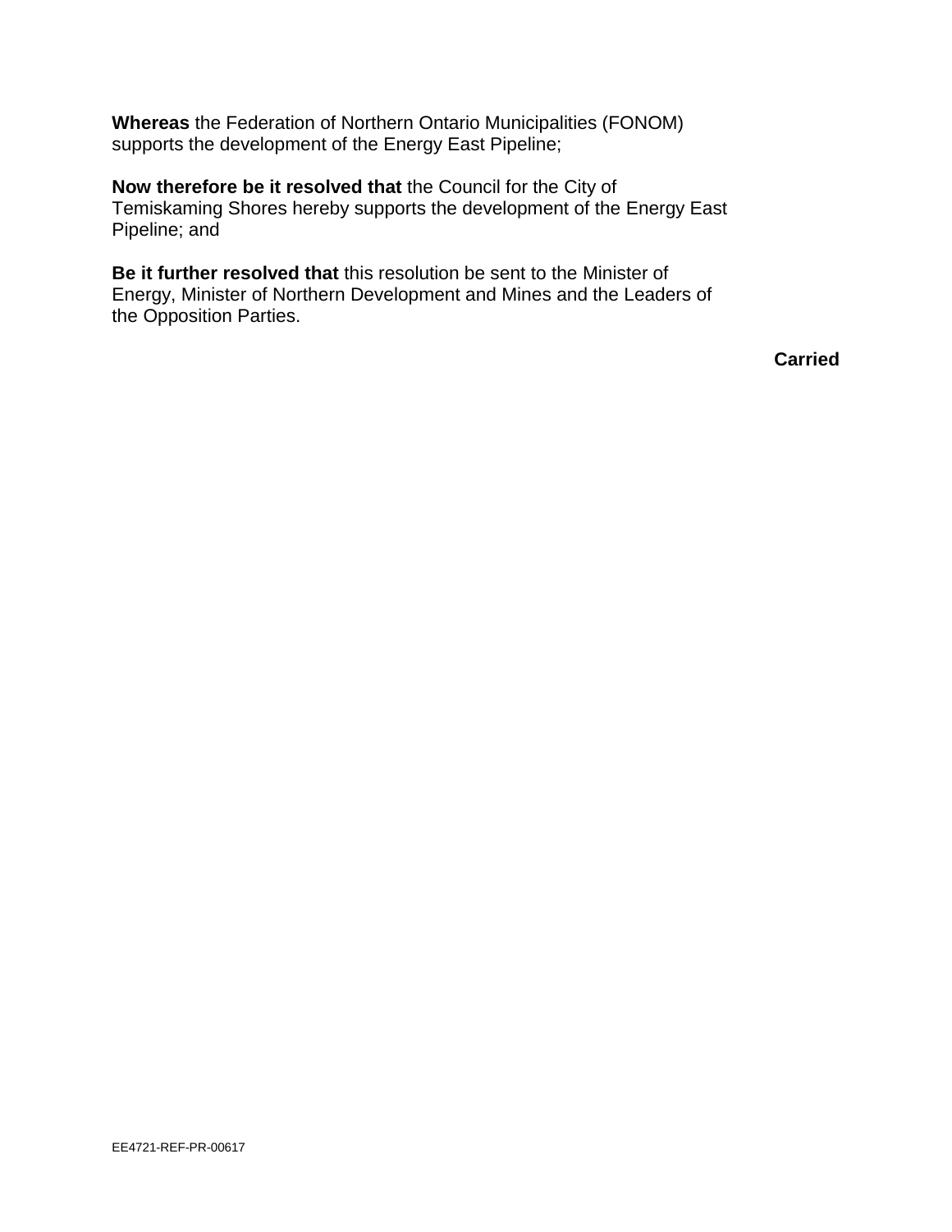**Whereas** the Federation of Northern Ontario Municipalities (FONOM) supports the development of the Energy East Pipeline;

**Now therefore be it resolved that** the Council for the City of Temiskaming Shores hereby supports the development of the Energy East Pipeline; and

**Be it further resolved that** this resolution be sent to the Minister of Energy, Minister of Northern Development and Mines and the Leaders of the Opposition Parties.

**Carried**

EE4721-REF-PR-00617